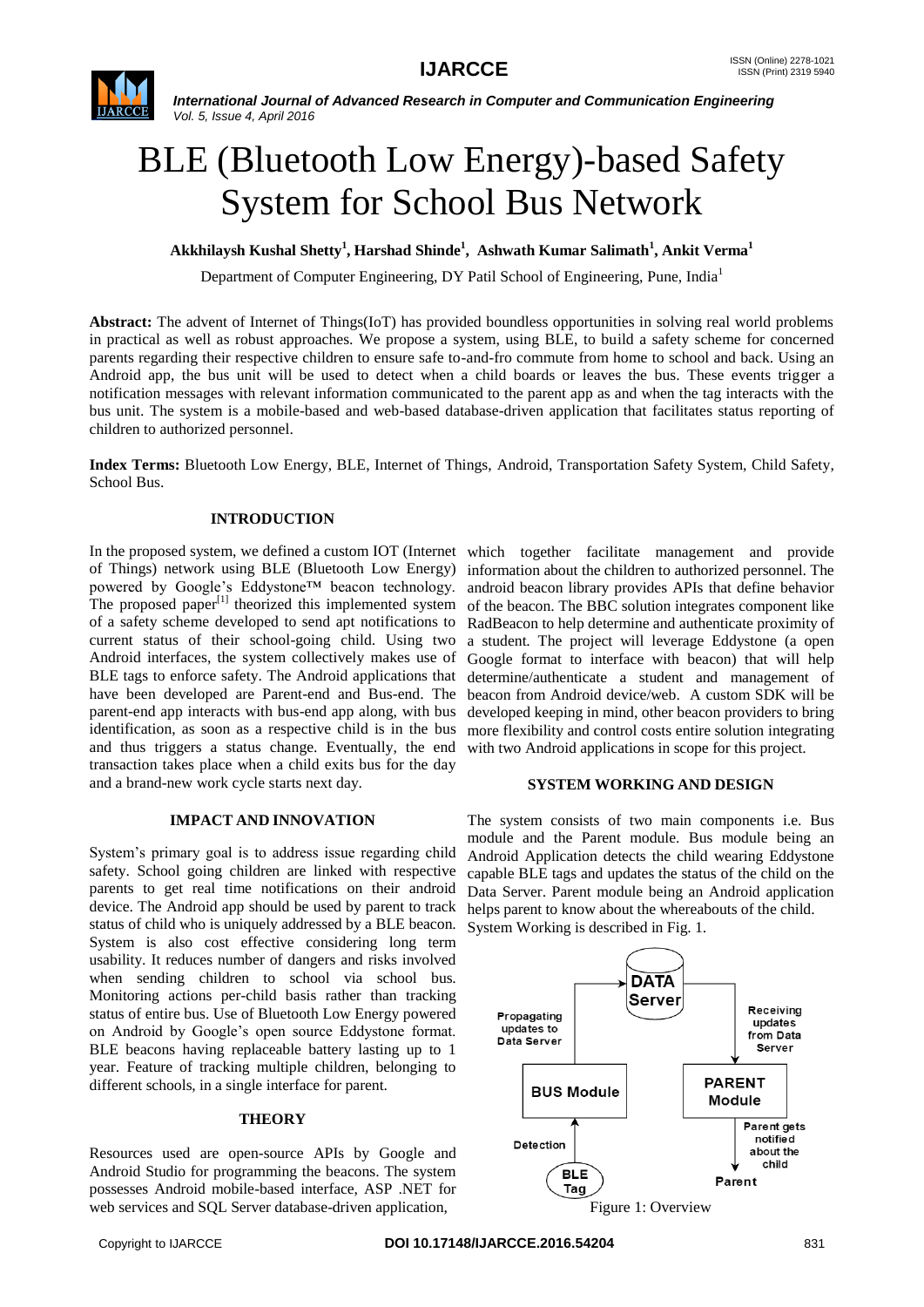# BLE (Bluetooth Low Energy)-based Safety System for School Bus Network

**Akkhilaysh Kushal Shetty[1], Harshad Shinde[1], Ashwath Kumar Salimath[1], Ankit Verma[1]**

Department of Computer Engineering, DY Patil School of Engineering, Pune, India[1]

**Abstract:** The advent of Internet of Things(IoT) has provided boundless opportunities in solving real world problems in practical as well as robust approaches. We propose a system, using BLE, to build a safety scheme for concerned parents regarding their respective children to ensure safe to-and-fro commute from home to school and back. Using an Android app, the bus unit will be used to detect when a child boards or leaves the bus. These events trigger a notification messages with relevant information communicated to the parent app as and when the tag interacts with the bus unit. The system is a mobile-based and web-based database-driven application that facilitates status reporting of children to authorized personnel.

**Index Terms:** Bluetooth Low Energy, BLE, Internet of Things, Android, Transportation Safety System, Child Safety, School Bus.

## INTRODUCTION

In the proposed system, we defined a custom IOT (Internet of Things) network using BLE (Bluetooth Low Energy) powered by Google's Eddystone™ beacon technology. The proposed paper[1] theorized this implemented system of a safety scheme developed to send apt notifications to current status of their school-going child. Using two Android interfaces, the system collectively makes use of BLE tags to enforce safety. The Android applications that have been developed are Parent-end and Bus-end. The parent-end app interacts with bus-end app along, with bus identification, as soon as a respective child is in the bus and thus triggers a status change. Eventually, the end transaction takes place when a child exits bus for the day and a brand-new work cycle starts next day.

## IMPACT AND INNOVATION

System's primary goal is to address issue regarding child safety. School going children are linked with respective parents to get real time notifications on their android device. The Android app should be used by parent to track status of child who is uniquely addressed by a BLE beacon. System is also cost effective considering long term usability. It reduces number of dangers and risks involved when sending children to school via school bus. Monitoring actions per-child basis rather than tracking status of entire bus. Use of Bluetooth Low Energy powered on Android by Google's open source Eddystone format. BLE beacons having replaceable battery lasting up to 1 year. Feature of tracking multiple children, belonging to different schools, in a single interface for parent.

## THEORY

Resources used are open-source APIs by Google and Android Studio for programming the beacons. The system possesses Android mobile-based interface, ASP .NET for web services and SQL Server database-driven application, which together facilitate management and provide information about the children to authorized personnel. The android beacon library provides APIs that define behavior of the beacon. The BBC solution integrates component like RadBeacon to help determine and authenticate proximity of a student. The project will leverage Eddystone (a open Google format to interface with beacon) that will help determine/authenticate a student and management of beacon from Android device/web. A custom SDK will be developed keeping in mind, other beacon providers to bring more flexibility and control costs entire solution integrating with two Android applications in scope for this project.

## SYSTEM WORKING AND DESIGN

The system consists of two main components i.e. Bus module and the Parent module. Bus module being an Android Application detects the child wearing Eddystone capable BLE tags and updates the status of the child on the Data Server. Parent module being an Android application helps parent to know about the whereabouts of the child. System Working is described in Fig. 1.

Figure 1: Overview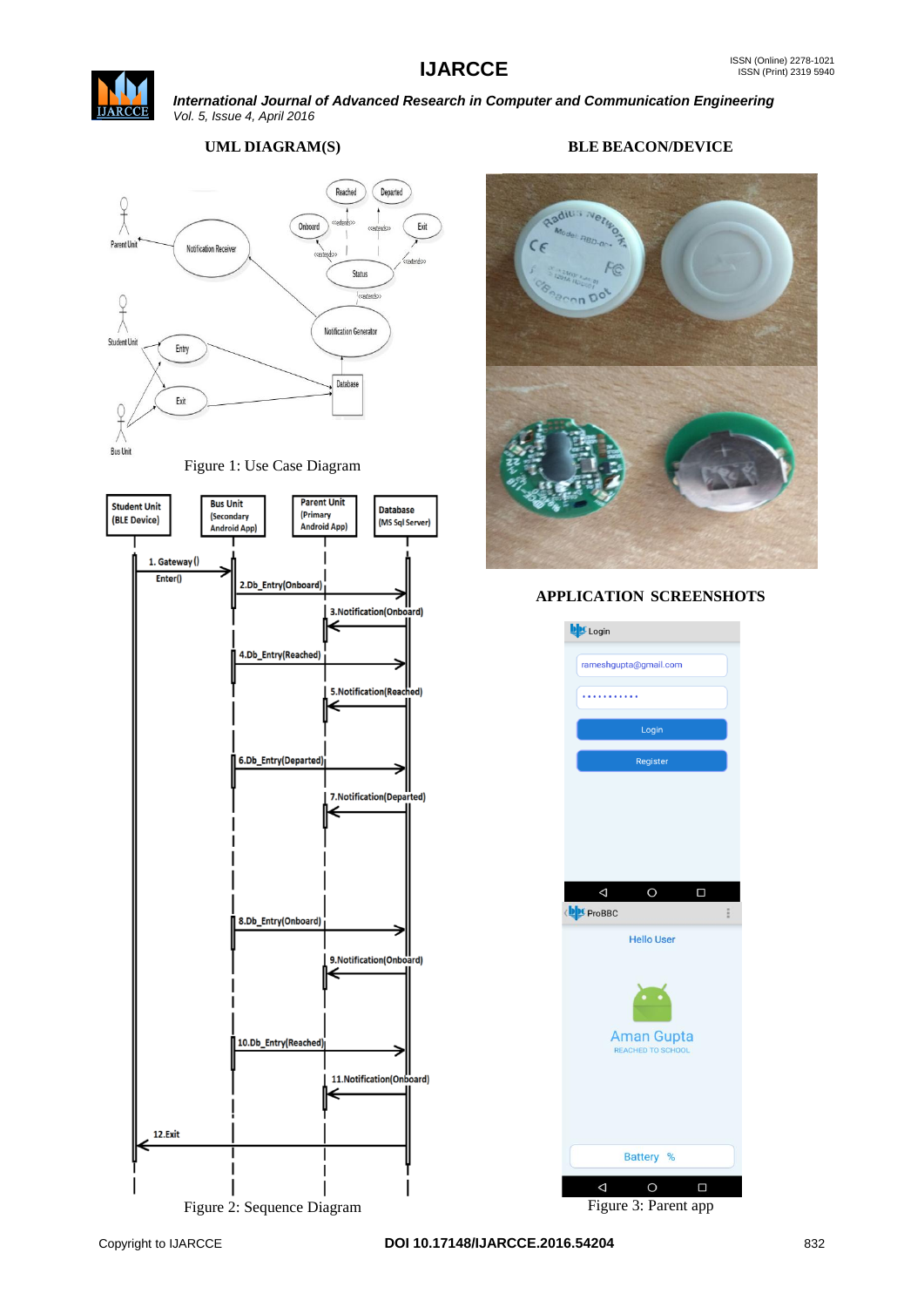## UML DIAGRAM(S)

Figure 1: Use Case Diagram

Figure 2: Sequence Diagram

## BLE BEACON/DEVICE

## APPLICATION SCREENSHOTS

Figure 3: Parent app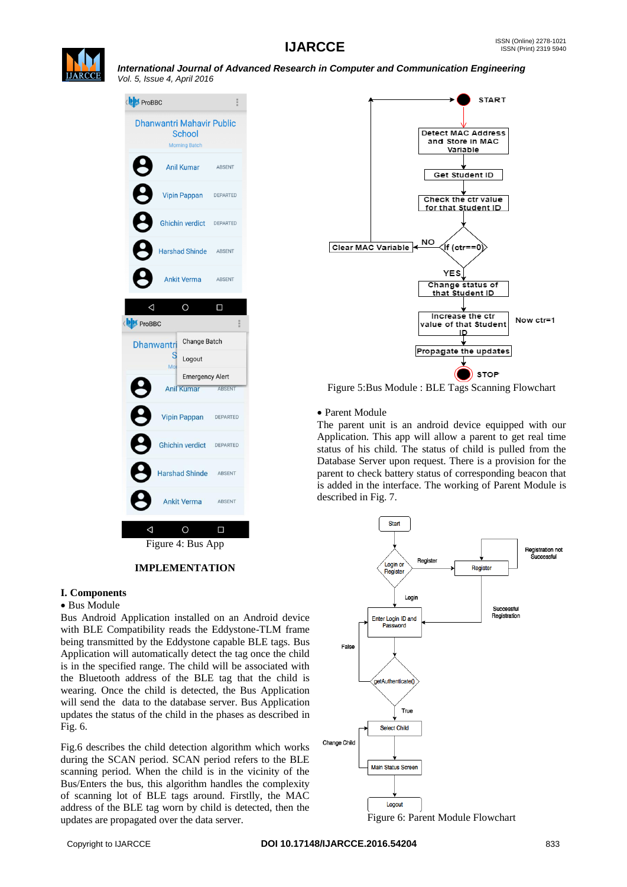Figure 4: Bus App

## IMPLEMENTATION

### I. Components

• Bus Module

Bus Android Application installed on an Android device with BLE Compatibility reads the Eddystone-TLM frame being transmitted by the Eddystone capable BLE tags. Bus Application will automatically detect the tag once the child is in the specified range. The child will be associated with the Bluetooth address of the BLE tag that the child is wearing. Once the child is detected, the Bus Application will send the data to the database server. Bus Application updates the status of the child in the phases as described in Fig. 6.

Fig.6 describes the child detection algorithm which works during the SCAN period. SCAN period refers to the BLE scanning period. When the child is in the vicinity of the Bus/Enters the bus, this algorithm handles the complexity of scanning lot of BLE tags around. Firstlly, the MAC address of the BLE tag worn by child is detected, then the updates are propagated over the data server.

Figure 5:Bus Module : BLE Tags Scanning Flowchart

• Parent Module

The parent unit is an android device equipped with our Application. This app will allow a parent to get real time status of his child. The status of child is pulled from the Database Server upon request. There is a provision for the parent to check battery status of corresponding beacon that is added in the interface. The working of Parent Module is described in Fig. 7.

Figure 6: Parent Module Flowchart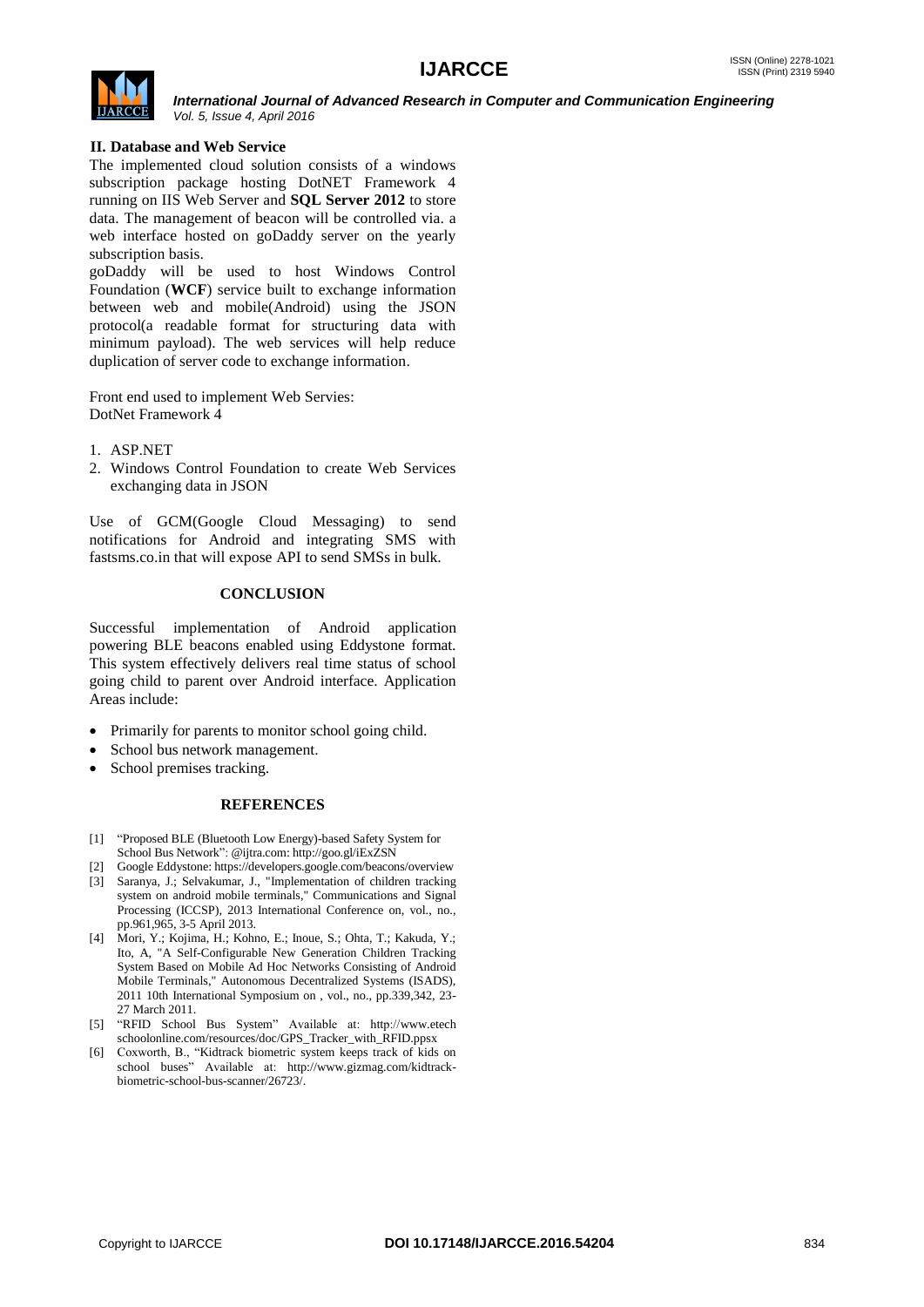### II. Database and Web Service

The implemented cloud solution consists of a windows subscription package hosting DotNET Framework 4 running on IIS Web Server and **SQL Server 2012** to store data. The management of beacon will be controlled via. a web interface hosted on goDaddy server on the yearly subscription basis.

goDaddy will be used to host Windows Control Foundation (**WCF**) service built to exchange information between web and mobile(Android) using the JSON protocol(a readable format for structuring data with minimum payload). The web services will help reduce duplication of server code to exchange information.

Front end used to implement Web Servies:
DotNet Framework 4

1. ASP.NET
2. Windows Control Foundation to create Web Services exchanging data in JSON

Use of GCM(Google Cloud Messaging) to send notifications for Android and integrating SMS with fastsms.co.in that will expose API to send SMSs in bulk.

## CONCLUSION

Successful implementation of Android application powering BLE beacons enabled using Eddystone format. This system effectively delivers real time status of school going child to parent over Android interface. Application Areas include:

- Primarily for parents to monitor school going child.
- School bus network management.
- School premises tracking.

## REFERENCES

[1] "Proposed BLE (Bluetooth Low Energy)-based Safety System for School Bus Network": @ijtra.com: http://goo.gl/iExZSN

[2] Google Eddystone: https://developers.google.com/beacons/overview

[3] Saranya, J.; Selvakumar, J., "Implementation of children tracking system on android mobile terminals," Communications and Signal Processing (ICCSP), 2013 International Conference on, vol., no., pp.961,965, 3-5 April 2013.

[4] Mori, Y.; Kojima, H.; Kohno, E.; Inoue, S.; Ohta, T.; Kakuda, Y.; Ito, A, "A Self-Configurable New Generation Children Tracking System Based on Mobile Ad Hoc Networks Consisting of Android Mobile Terminals," Autonomous Decentralized Systems (ISADS), 2011 10th International Symposium on , vol., no., pp.339,342, 23-27 March 2011.

[5] "RFID School Bus System" Available at: http://www.etech schoolonline.com/resources/doc/GPS_Tracker_with_RFID.ppsx

[6] Coxworth, B., "Kidtrack biometric system keeps track of kids on school buses" Available at: http://www.gizmag.com/kidtrack-biometric-school-bus-scanner/26723/.